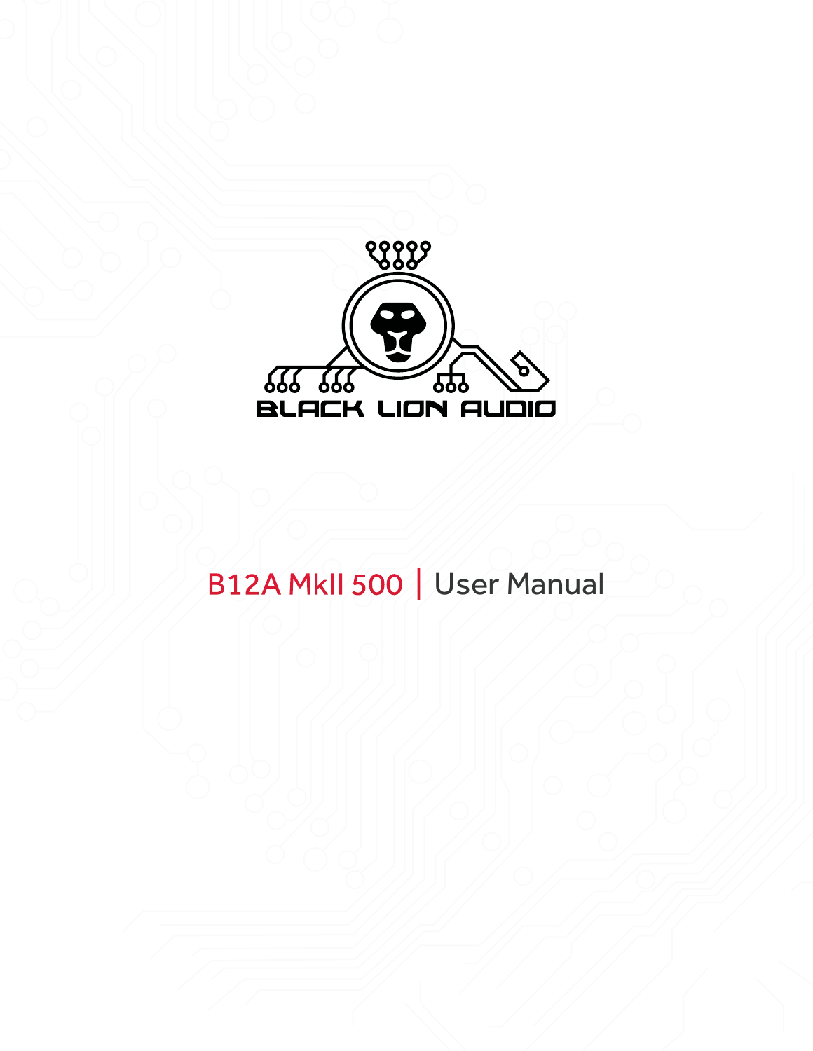BLACK LION AUDIO

# B12A MkII 500 | User Manual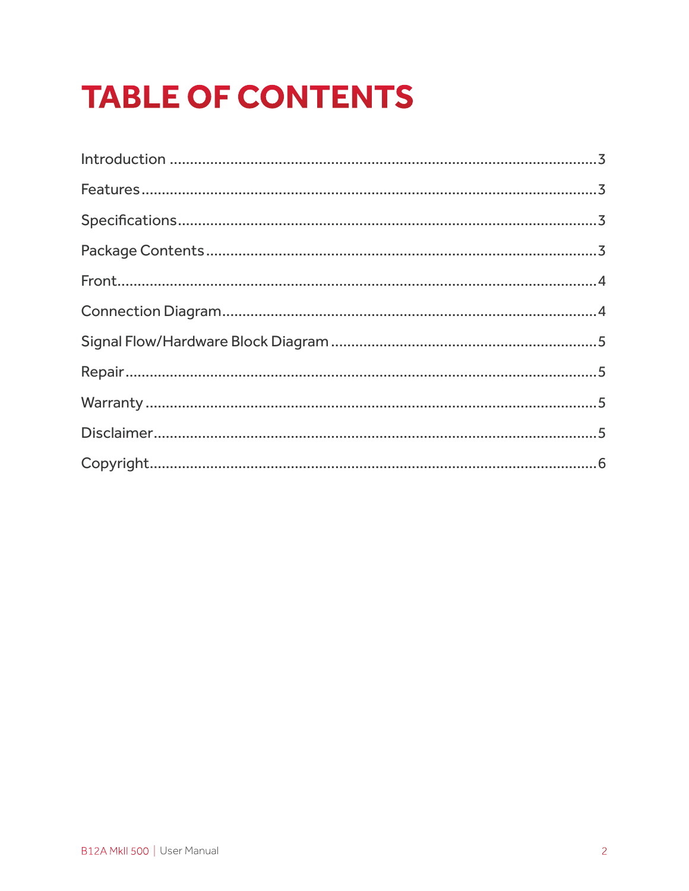# TABLE OF CONTENTS

Introduction ........................................................................................................3

Features ................................................................................................................3

Specifications.......................................................................................................3

Package Contents ...............................................................................................3

Front.......................................................................................................................4

Connection Diagram...........................................................................................4

Signal Flow/Hardware Block Diagram .........................................................5

Repair .....................................................................................................................5

Warranty ...............................................................................................................5

Disclaimer.............................................................................................................5

Copyright..............................................................................................................6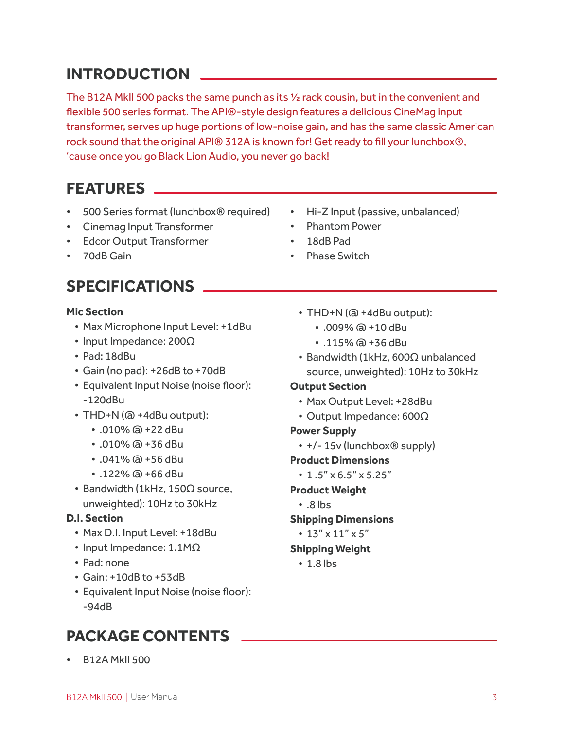## INTRODUCTION

The B12A MkII 500 packs the same punch as its ½ rack cousin, but in the convenient and flexible 500 series format. The API®-style design features a delicious CineMag input transformer, serves up huge portions of low-noise gain, and has the same classic American rock sound that the original API® 312A is known for! Get ready to fill your lunchbox®, 'cause once you go Black Lion Audio, you never go back!

## FEATURES

- 500 Series format (lunchbox® required)
- Cinemag Input Transformer
- Edcor Output Transformer
- 70dB Gain
- Hi-Z Input (passive, unbalanced)
- Phantom Power
- 18dB Pad
- Phase Switch

## SPECIFICATIONS

**Mic Section**

- Max Microphone Input Level: +1dBu
- Input Impedance: 200Ω
- Pad: 18dBu
- Gain (no pad): +26dB to +70dB
- Equivalent Input Noise (noise floor): -120dBu
- THD+N (@ +4dBu output):
  - .010% @ +22 dBu
  - .010% @ +36 dBu
  - .041% @ +56 dBu
  - .122% @ +66 dBu
- Bandwidth (1kHz, 150Ω source, unweighted): 10Hz to 30kHz

**D.I. Section**

- Max D.I. Input Level: +18dBu
- Input Impedance: 1.1MΩ
- Pad: none
- Gain: +10dB to +53dB
- Equivalent Input Noise (noise floor): -94dB
- THD+N (@ +4dBu output):
  - .009% @ +10 dBu
  - .115% @ +36 dBu
- Bandwidth (1kHz, 600Ω unbalanced source, unweighted): 10Hz to 30kHz

**Output Section**

- Max Output Level: +28dBu
- Output Impedance: 600Ω

**Power Supply**

- +/- 15v (lunchbox® supply)

**Product Dimensions**

- 1 .5" x 6.5" x 5.25"

**Product Weight**

- .8 lbs

**Shipping Dimensions**

- 13" x 11" x 5"

**Shipping Weight**

- 1.8 lbs

## PACKAGE CONTENTS

- B12A MkII 500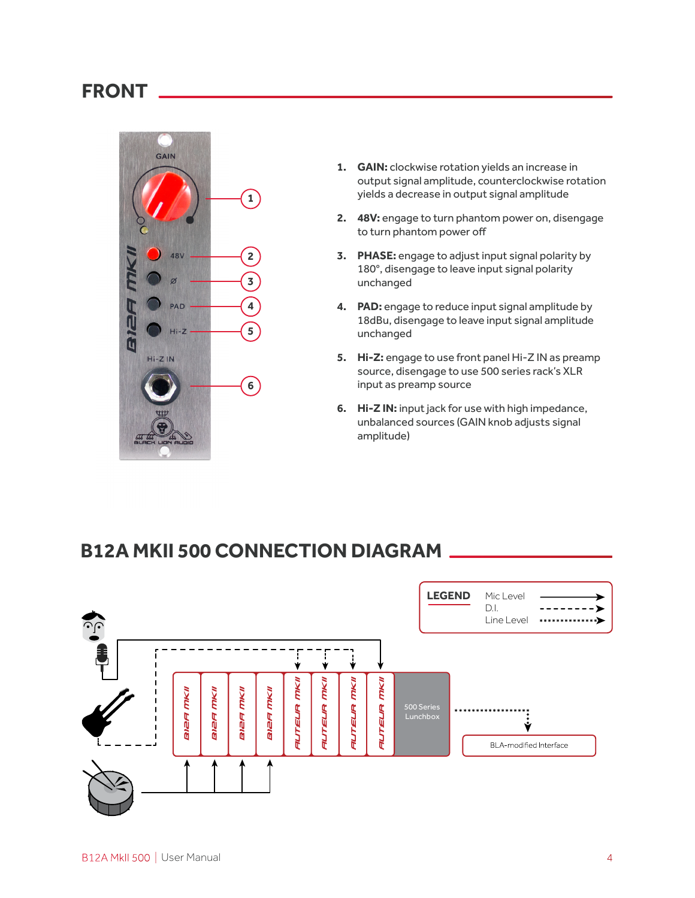## FRONT

1. **GAIN:** clockwise rotation yields an increase in output signal amplitude, counterclockwise rotation yields a decrease in output signal amplitude
2. **48V:** engage to turn phantom power on, disengage to turn phantom power off
3. **PHASE:** engage to adjust input signal polarity by 180°, disengage to leave input signal polarity unchanged
4. **PAD:** engage to reduce input signal amplitude by 18dBu, disengage to leave input signal amplitude unchanged
5. **Hi-Z:** engage to use front panel Hi-Z IN as preamp source, disengage to use 500 series rack's XLR input as preamp source
6. **Hi-Z IN:** input jack for use with high impedance, unbalanced sources (GAIN knob adjusts signal amplitude)

## B12A MKII 500 CONNECTION DIAGRAM

**LEGEND**

- Mic Level
- D.I.
- Line Level

500 Series Lunchbox

BLA-modified Interface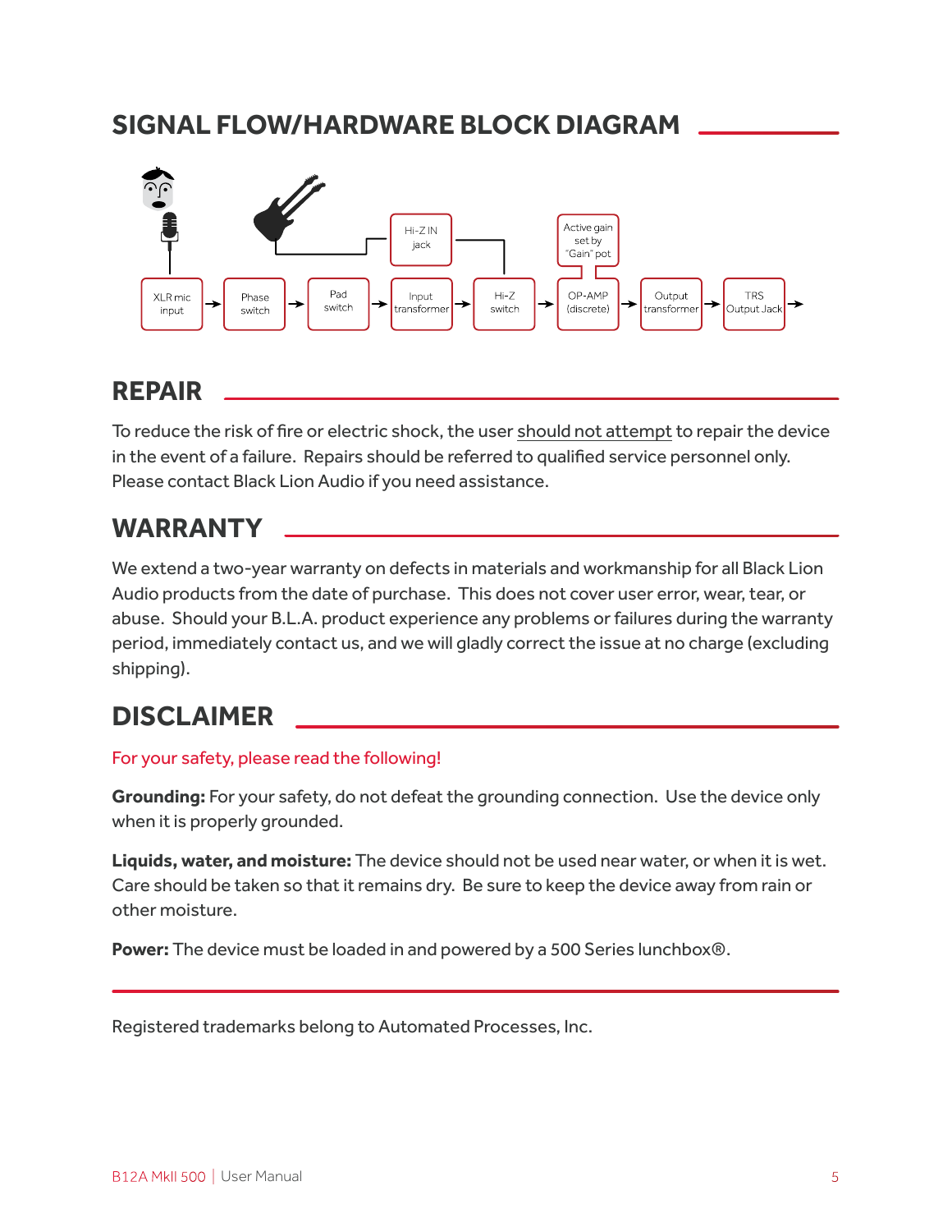## SIGNAL FLOW/HARDWARE BLOCK DIAGRAM

XLR mic input → Phase switch → Pad switch → Input transformer → Hi-Z switch → OP-AMP (discrete) → Output transformer → TRS Output Jack →

Hi-Z IN jack

Active gain set by "Gain" pot

## REPAIR

To reduce the risk of fire or electric shock, the user should not attempt to repair the device in the event of a failure. Repairs should be referred to qualified service personnel only. Please contact Black Lion Audio if you need assistance.

## WARRANTY

We extend a two-year warranty on defects in materials and workmanship for all Black Lion Audio products from the date of purchase. This does not cover user error, wear, tear, or abuse. Should your B.L.A. product experience any problems or failures during the warranty period, immediately contact us, and we will gladly correct the issue at no charge (excluding shipping).

## DISCLAIMER

For your safety, please read the following!

**Grounding:** For your safety, do not defeat the grounding connection. Use the device only when it is properly grounded.

**Liquids, water, and moisture:** The device should not be used near water, or when it is wet. Care should be taken so that it remains dry. Be sure to keep the device away from rain or other moisture.

**Power:** The device must be loaded in and powered by a 500 Series lunchbox®.

---

Registered trademarks belong to Automated Processes, Inc.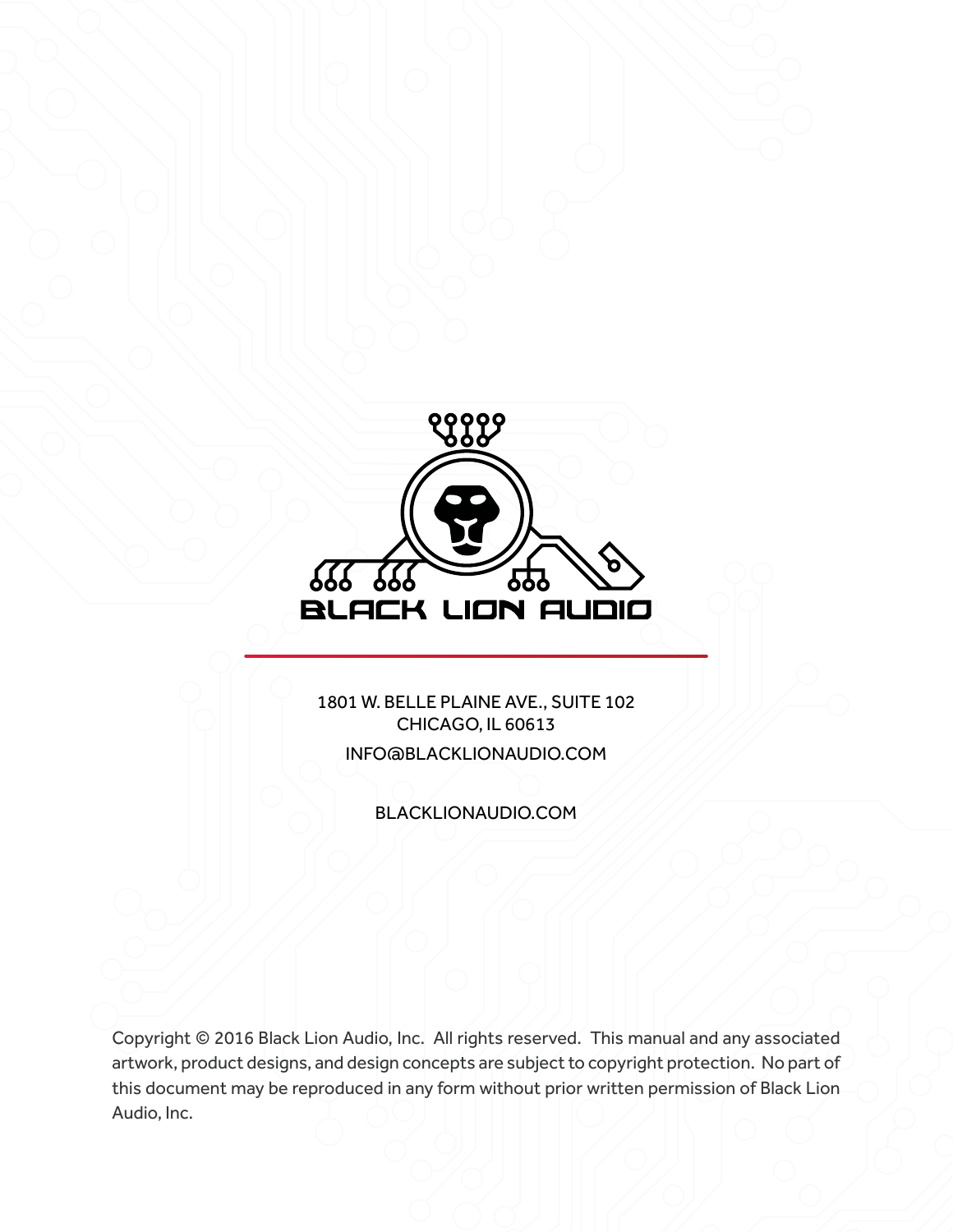BLACK LION AUDIO

1801 W. BELLE PLAINE AVE., SUITE 102
CHICAGO, IL 60613

INFO@BLACKLIONAUDIO.COM

BLACKLIONAUDIO.COM

Copyright © 2016 Black Lion Audio, Inc. All rights reserved. This manual and any associated artwork, product designs, and design concepts are subject to copyright protection. No part of this document may be reproduced in any form without prior written permission of Black Lion Audio, Inc.